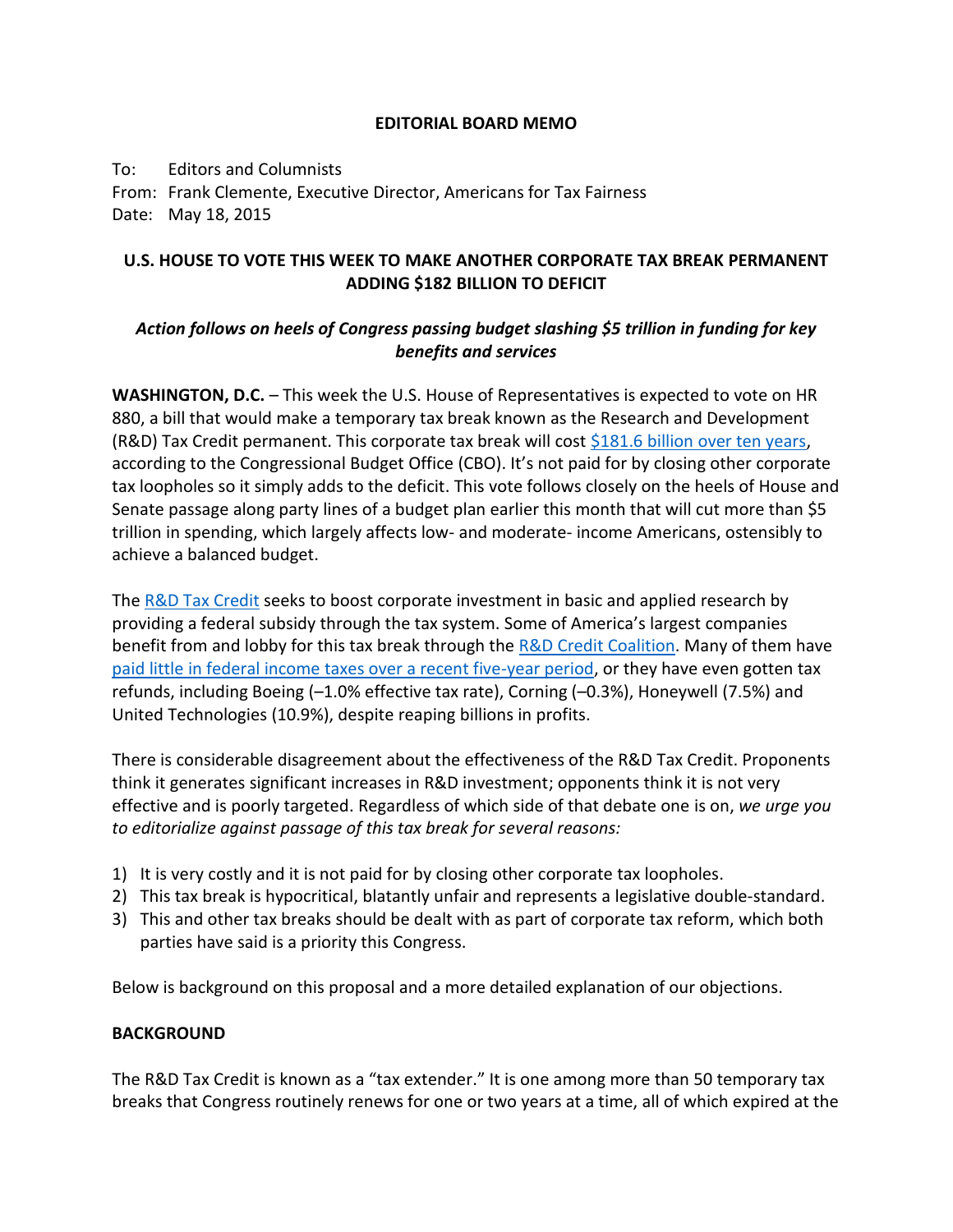**EDITORIAL BOARD MEMO**

To: Editors and Columnists
From: Frank Clemente, Executive Director, Americans for Tax Fairness
Date: May 18, 2015

## U.S. HOUSE TO VOTE THIS WEEK TO MAKE ANOTHER CORPORATE TAX BREAK PERMANENT ADDING $182 BILLION TO DEFICIT

***Action follows on heels of Congress passing budget slashing $5 trillion in funding for key benefits and services***

**WASHINGTON, D.C.** – This week the U.S. House of Representatives is expected to vote on HR 880, a bill that would make a temporary tax break known as the Research and Development (R&D) Tax Credit permanent. This corporate tax break will cost $181.6 billion over ten years, according to the Congressional Budget Office (CBO). It's not paid for by closing other corporate tax loopholes so it simply adds to the deficit. This vote follows closely on the heels of House and Senate passage along party lines of a budget plan earlier this month that will cut more than $5 trillion in spending, which largely affects low- and moderate- income Americans, ostensibly to achieve a balanced budget.

The R&D Tax Credit seeks to boost corporate investment in basic and applied research by providing a federal subsidy through the tax system. Some of America's largest companies benefit from and lobby for this tax break through the R&D Credit Coalition. Many of them have paid little in federal income taxes over a recent five-year period, or they have even gotten tax refunds, including Boeing (–1.0% effective tax rate), Corning (–0.3%), Honeywell (7.5%) and United Technologies (10.9%), despite reaping billions in profits.

There is considerable disagreement about the effectiveness of the R&D Tax Credit. Proponents think it generates significant increases in R&D investment; opponents think it is not very effective and is poorly targeted. Regardless of which side of that debate one is on, *we urge you to editorialize against passage of this tax break for several reasons:*

1) It is very costly and it is not paid for by closing other corporate tax loopholes.
2) This tax break is hypocritical, blatantly unfair and represents a legislative double-standard.
3) This and other tax breaks should be dealt with as part of corporate tax reform, which both parties have said is a priority this Congress.

Below is background on this proposal and a more detailed explanation of our objections.

**BACKGROUND**

The R&D Tax Credit is known as a "tax extender." It is one among more than 50 temporary tax breaks that Congress routinely renews for one or two years at a time, all of which expired at the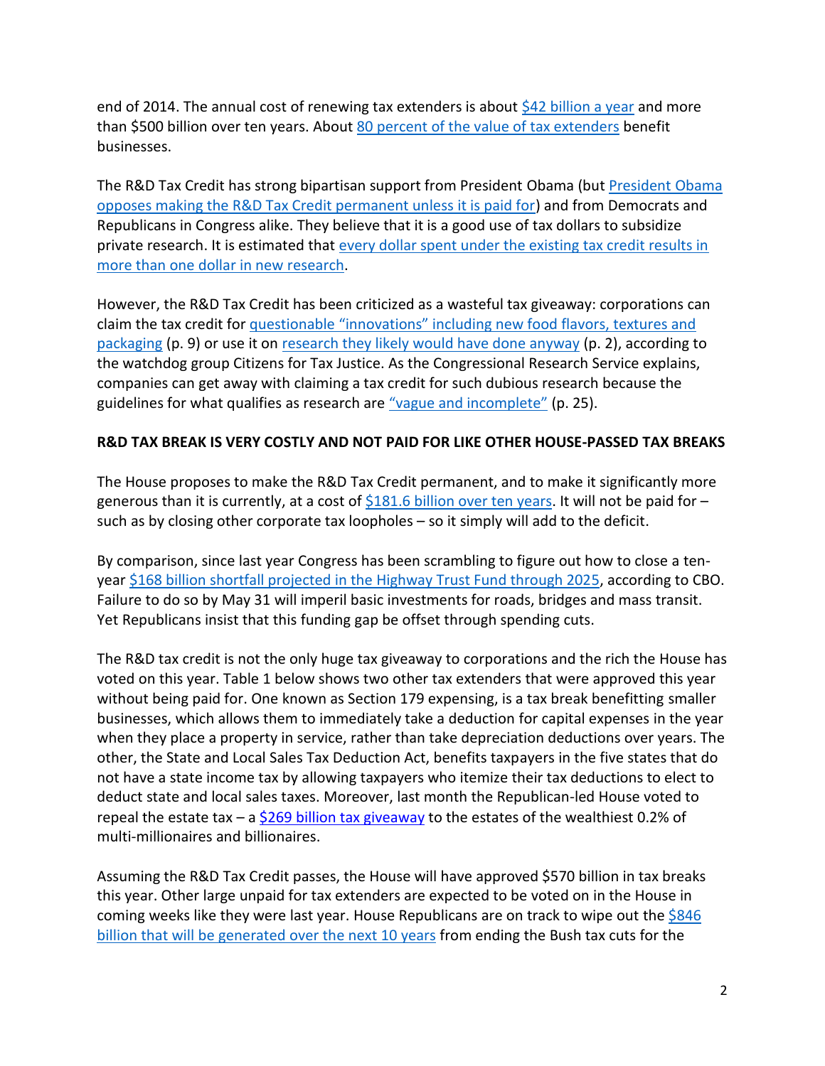end of 2014. The annual cost of renewing tax extenders is about $42 billion a year and more than $500 billion over ten years. About 80 percent of the value of tax extenders benefit businesses.

The R&D Tax Credit has strong bipartisan support from President Obama (but President Obama opposes making the R&D Tax Credit permanent unless it is paid for) and from Democrats and Republicans in Congress alike. They believe that it is a good use of tax dollars to subsidize private research. It is estimated that every dollar spent under the existing tax credit results in more than one dollar in new research.

However, the R&D Tax Credit has been criticized as a wasteful tax giveaway: corporations can claim the tax credit for questionable "innovations" including new food flavors, textures and packaging (p. 9) or use it on research they likely would have done anyway (p. 2), according to the watchdog group Citizens for Tax Justice. As the Congressional Research Service explains, companies can get away with claiming a tax credit for such dubious research because the guidelines for what qualifies as research are "vague and incomplete" (p. 25).

**R&D TAX BREAK IS VERY COSTLY AND NOT PAID FOR LIKE OTHER HOUSE-PASSED TAX BREAKS**

The House proposes to make the R&D Tax Credit permanent, and to make it significantly more generous than it is currently, at a cost of $181.6 billion over ten years. It will not be paid for – such as by closing other corporate tax loopholes – so it simply will add to the deficit.

By comparison, since last year Congress has been scrambling to figure out how to close a ten-year $168 billion shortfall projected in the Highway Trust Fund through 2025, according to CBO. Failure to do so by May 31 will imperil basic investments for roads, bridges and mass transit. Yet Republicans insist that this funding gap be offset through spending cuts.

The R&D tax credit is not the only huge tax giveaway to corporations and the rich the House has voted on this year. Table 1 below shows two other tax extenders that were approved this year without being paid for. One known as Section 179 expensing, is a tax break benefitting smaller businesses, which allows them to immediately take a deduction for capital expenses in the year when they place a property in service, rather than take depreciation deductions over years. The other, the State and Local Sales Tax Deduction Act, benefits taxpayers in the five states that do not have a state income tax by allowing taxpayers who itemize their tax deductions to elect to deduct state and local sales taxes. Moreover, last month the Republican-led House voted to repeal the estate tax – a $269 billion tax giveaway to the estates of the wealthiest 0.2% of multi-millionaires and billionaires.

Assuming the R&D Tax Credit passes, the House will have approved $570 billion in tax breaks this year. Other large unpaid for tax extenders are expected to be voted on in the House in coming weeks like they were last year. House Republicans are on track to wipe out the $846 billion that will be generated over the next 10 years from ending the Bush tax cuts for the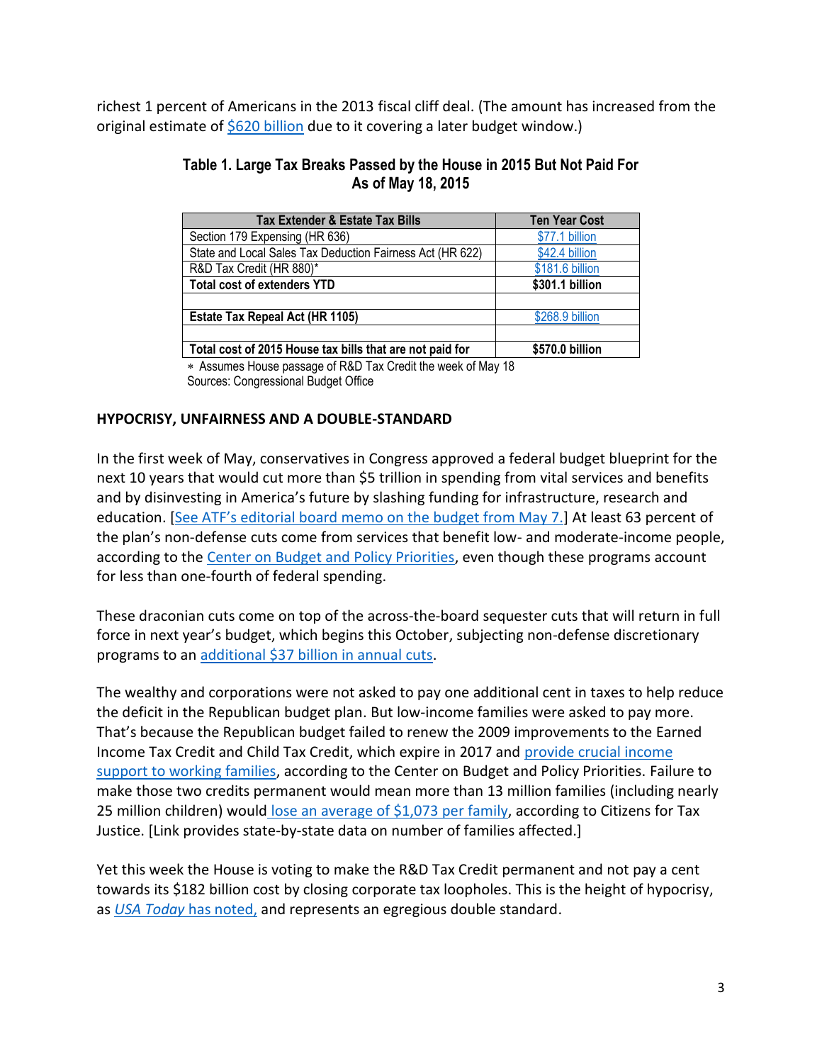richest 1 percent of Americans in the 2013 fiscal cliff deal. (The amount has increased from the original estimate of $620 billion due to it covering a later budget window.)

**Table 1. Large Tax Breaks Passed by the House in 2015 But Not Paid For As of May 18, 2015**

| Tax Extender & Estate Tax Bills | Ten Year Cost |
|---|---|
| Section 179 Expensing (HR 636) | $77.1 billion |
| State and Local Sales Tax Deduction Fairness Act (HR 622) | $42.4 billion |
| R&D Tax Credit (HR 880)* | $181.6 billion |
| **Total cost of extenders YTD** | **$301.1 billion** |
| | |
| **Estate Tax Repeal Act (HR 1105)** | $268.9 billion |
| | |
| **Total cost of 2015 House tax bills that are not paid for** | **$570.0 billion** |

* Assumes House passage of R&D Tax Credit the week of May 18
Sources: Congressional Budget Office

**HYPOCRISY, UNFAIRNESS AND A DOUBLE-STANDARD**

In the first week of May, conservatives in Congress approved a federal budget blueprint for the next 10 years that would cut more than $5 trillion in spending from vital services and benefits and by disinvesting in America's future by slashing funding for infrastructure, research and education. [See ATF's editorial board memo on the budget from May 7.] At least 63 percent of the plan's non-defense cuts come from services that benefit low- and moderate-income people, according to the Center on Budget and Policy Priorities, even though these programs account for less than one-fourth of federal spending.

These draconian cuts come on top of the across-the-board sequester cuts that will return in full force in next year's budget, which begins this October, subjecting non-defense discretionary programs to an additional $37 billion in annual cuts.

The wealthy and corporations were not asked to pay one additional cent in taxes to help reduce the deficit in the Republican budget plan. But low-income families were asked to pay more. That's because the Republican budget failed to renew the 2009 improvements to the Earned Income Tax Credit and Child Tax Credit, which expire in 2017 and provide crucial income support to working families, according to the Center on Budget and Policy Priorities. Failure to make those two credits permanent would mean more than 13 million families (including nearly 25 million children) would lose an average of $1,073 per family, according to Citizens for Tax Justice. [Link provides state-by-state data on number of families affected.]

Yet this week the House is voting to make the R&D Tax Credit permanent and not pay a cent towards its $182 billion cost by closing corporate tax loopholes. This is the height of hypocrisy, as *USA Today* has noted, and represents an egregious double standard.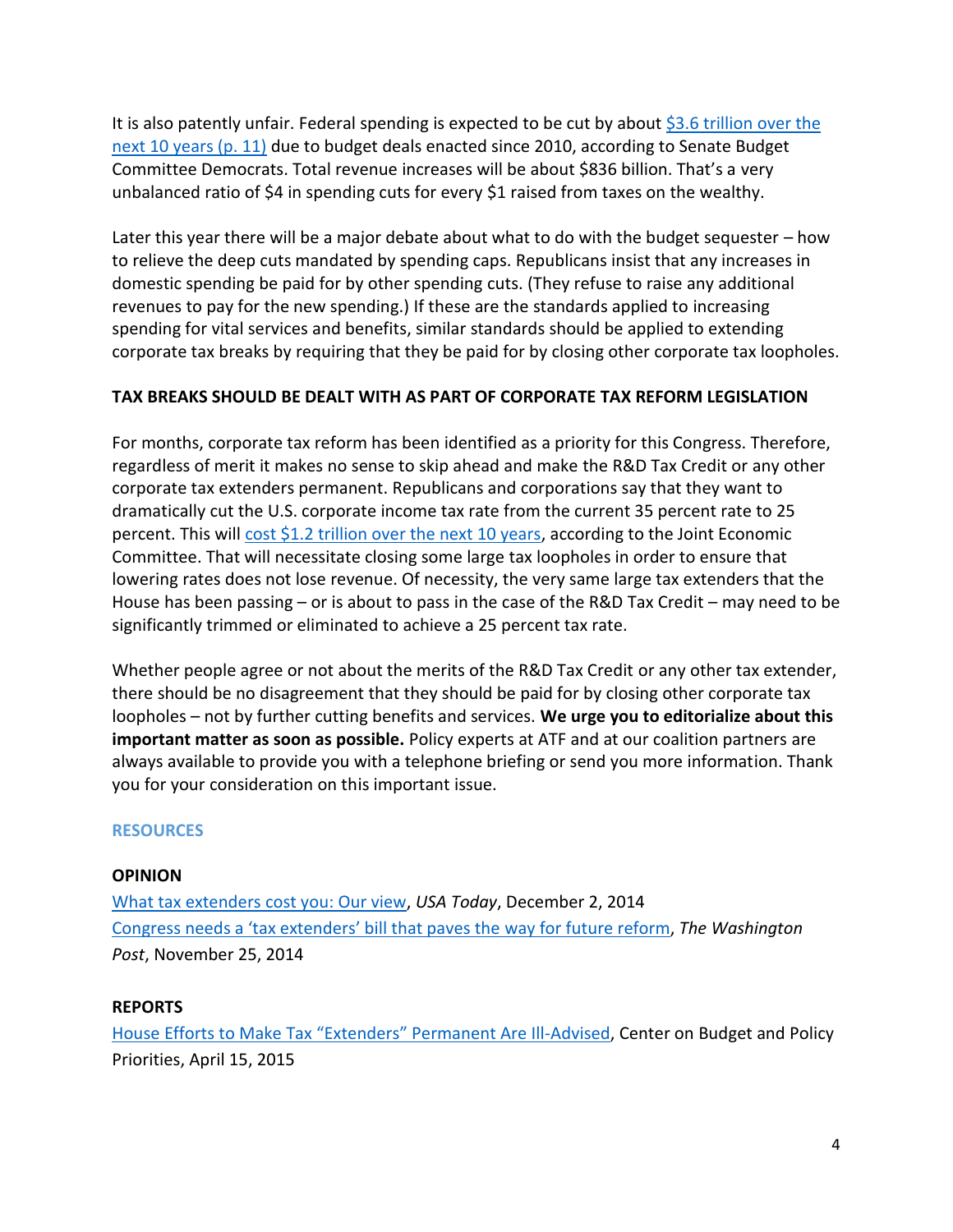It is also patently unfair. Federal spending is expected to be cut by about [$3.6 trillion over the next 10 years (p. 11)]() due to budget deals enacted since 2010, according to Senate Budget Committee Democrats. Total revenue increases will be about $836 billion. That's a very unbalanced ratio of $4 in spending cuts for every $1 raised from taxes on the wealthy.

Later this year there will be a major debate about what to do with the budget sequester – how to relieve the deep cuts mandated by spending caps. Republicans insist that any increases in domestic spending be paid for by other spending cuts. (They refuse to raise any additional revenues to pay for the new spending.) If these are the standards applied to increasing spending for vital services and benefits, similar standards should be applied to extending corporate tax breaks by requiring that they be paid for by closing other corporate tax loopholes.

**TAX BREAKS SHOULD BE DEALT WITH AS PART OF CORPORATE TAX REFORM LEGISLATION**

For months, corporate tax reform has been identified as a priority for this Congress. Therefore, regardless of merit it makes no sense to skip ahead and make the R&D Tax Credit or any other corporate tax extenders permanent. Republicans and corporations say that they want to dramatically cut the U.S. corporate income tax rate from the current 35 percent rate to 25 percent. This will [cost $1.2 trillion over the next 10 years](), according to the Joint Economic Committee. That will necessitate closing some large tax loopholes in order to ensure that lowering rates does not lose revenue. Of necessity, the very same large tax extenders that the House has been passing – or is about to pass in the case of the R&D Tax Credit – may need to be significantly trimmed or eliminated to achieve a 25 percent tax rate.

Whether people agree or not about the merits of the R&D Tax Credit or any other tax extender, there should be no disagreement that they should be paid for by closing other corporate tax loopholes – not by further cutting benefits and services. **We urge you to editorialize about this important matter as soon as possible.** Policy experts at ATF and at our coalition partners are always available to provide you with a telephone briefing or send you more information. Thank you for your consideration on this important issue.

## RESOURCES

**OPINION**

[What tax extenders cost you: Our view](), *USA Today*, December 2, 2014

[Congress needs a 'tax extenders' bill that paves the way for future reform](), *The Washington Post*, November 25, 2014

**REPORTS**

[House Efforts to Make Tax "Extenders" Permanent Are Ill-Advised](), Center on Budget and Policy Priorities, April 15, 2015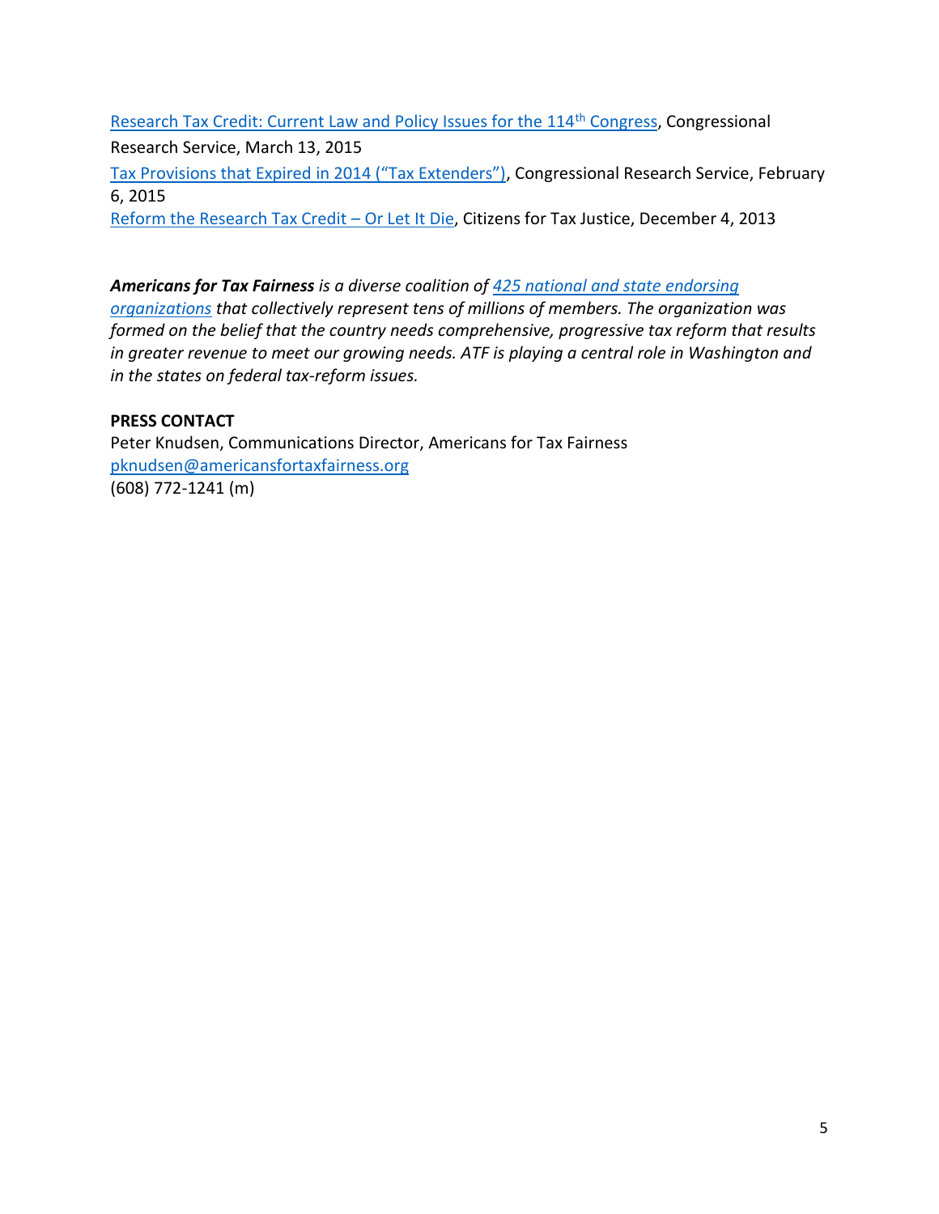[Research Tax Credit: Current Law and Policy Issues for the 114th Congress](), Congressional Research Service, March 13, 2015

[Tax Provisions that Expired in 2014 ("Tax Extenders")](), Congressional Research Service, February 6, 2015

[Reform the Research Tax Credit – Or Let It Die](), Citizens for Tax Justice, December 4, 2013

***Americans for Tax Fairness*** *is a diverse coalition of [425 national and state endorsing organizations]() that collectively represent tens of millions of members. The organization was formed on the belief that the country needs comprehensive, progressive tax reform that results in greater revenue to meet our growing needs. ATF is playing a central role in Washington and in the states on federal tax-reform issues.*

**PRESS CONTACT**

Peter Knudsen, Communications Director, Americans for Tax Fairness
pknudsen@americansfortaxfairness.org
(608) 772-1241 (m)